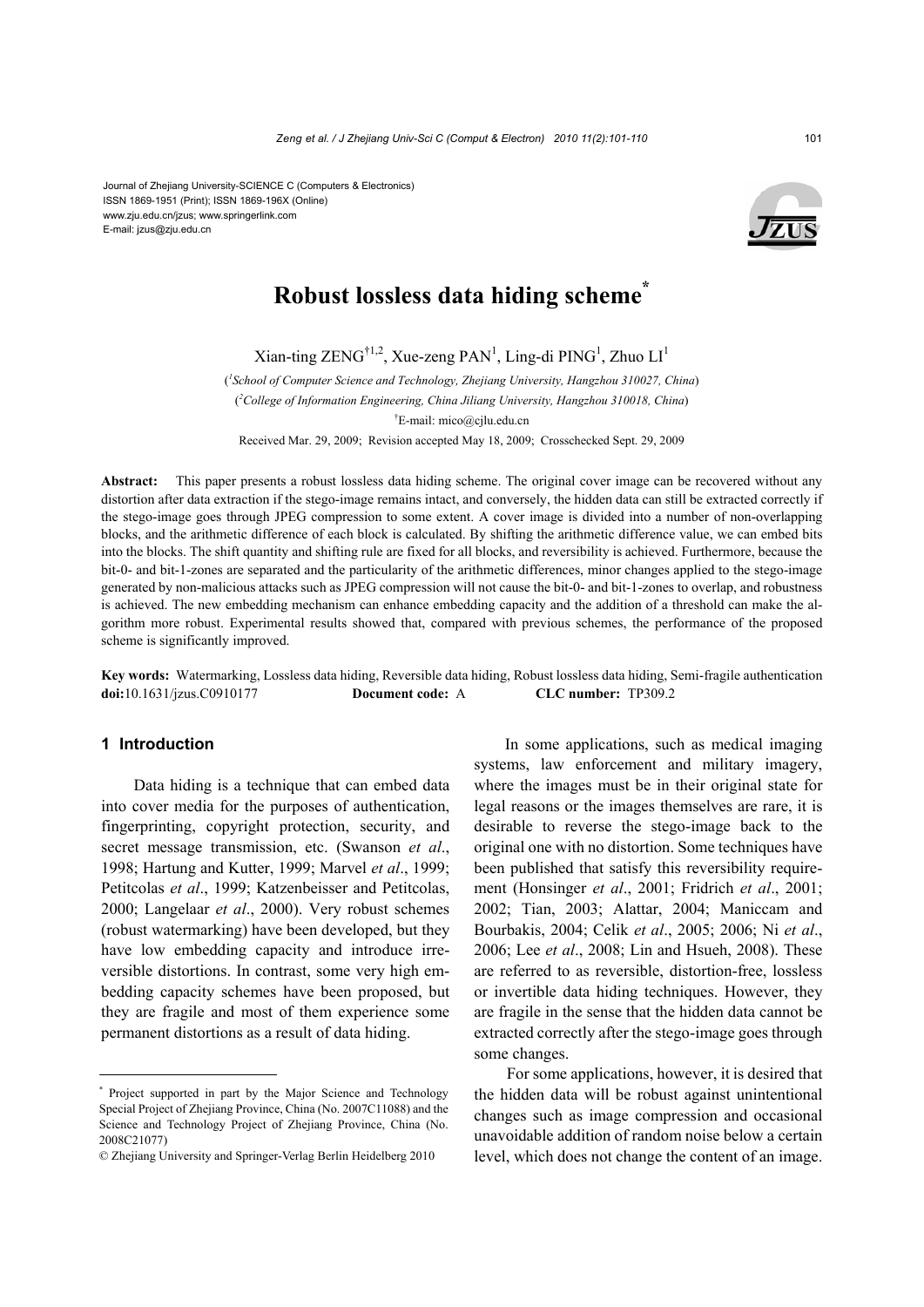Journal of Zhejiang University-SCIENCE C (Computers & Electronics)
ISSN 1869-1951 (Print); ISSN 1869-196X (Online)
www.zju.edu.cn/jzus; www.springerlink.com
E-mail: jzus@zju.edu.cn

# Robust lossless data hiding scheme*

Xian-ting ZENG[†1,2], Xue-zeng PAN[1], Ling-di PING[1], Zhuo LI[1]

([1]*School of Computer Science and Technology, Zhejiang University, Hangzhou 310027, China*)

([2]*College of Information Engineering, China Jiliang University, Hangzhou 310018, China*)

[†]E-mail: mico@cjlu.edu.cn

Received Mar. 29, 2009; Revision accepted May 18, 2009; Crosschecked Sept. 29, 2009

**Abstract:** This paper presents a robust lossless data hiding scheme. The original cover image can be recovered without any distortion after data extraction if the stego-image remains intact, and conversely, the hidden data can still be extracted correctly if the stego-image goes through JPEG compression to some extent. A cover image is divided into a number of non-overlapping blocks, and the arithmetic difference of each block is calculated. By shifting the arithmetic difference value, we can embed bits into the blocks. The shift quantity and shifting rule are fixed for all blocks, and reversibility is achieved. Furthermore, because the bit-0- and bit-1-zones are separated and the particularity of the arithmetic differences, minor changes applied to the stego-image generated by non-malicious attacks such as JPEG compression will not cause the bit-0- and bit-1-zones to overlap, and robustness is achieved. The new embedding mechanism can enhance embedding capacity and the addition of a threshold can make the algorithm more robust. Experimental results showed that, compared with previous schemes, the performance of the proposed scheme is significantly improved.

**Key words:** Watermarking, Lossless data hiding, Reversible data hiding, Robust lossless data hiding, Semi-fragile authentication
**doi:**10.1631/jzus.C0910177 **Document code:** A **CLC number:** TP309.2

## 1 Introduction

Data hiding is a technique that can embed data into cover media for the purposes of authentication, fingerprinting, copyright protection, security, and secret message transmission, etc. (Swanson *et al*., 1998; Hartung and Kutter, 1999; Marvel *et al*., 1999; Petitcolas *et al*., 1999; Katzenbeisser and Petitcolas, 2000; Langelaar *et al*., 2000). Very robust schemes (robust watermarking) have been developed, but they have low embedding capacity and introduce irreversible distortions. In contrast, some very high embedding capacity schemes have been proposed, but they are fragile and most of them experience some permanent distortions as a result of data hiding.

In some applications, such as medical imaging systems, law enforcement and military imagery, where the images must be in their original state for legal reasons or the images themselves are rare, it is desirable to reverse the stego-image back to the original one with no distortion. Some techniques have been published that satisfy this reversibility requirement (Honsinger *et al*., 2001; Fridrich *et al*., 2001; 2002; Tian, 2003; Alattar, 2004; Maniccam and Bourbakis, 2004; Celik *et al*., 2005; 2006; Ni *et al*., 2006; Lee *et al*., 2008; Lin and Hsueh, 2008). These are referred to as reversible, distortion-free, lossless or invertible data hiding techniques. However, they are fragile in the sense that the hidden data cannot be extracted correctly after the stego-image goes through some changes.

For some applications, however, it is desired that the hidden data will be robust against unintentional changes such as image compression and occasional unavoidable addition of random noise below a certain level, which does not change the content of an image.

---

\* Project supported in part by the Major Science and Technology Special Project of Zhejiang Province, China (No. 2007C11088) and the Science and Technology Project of Zhejiang Province, China (No. 2008C21077)

© Zhejiang University and Springer-Verlag Berlin Heidelberg 2010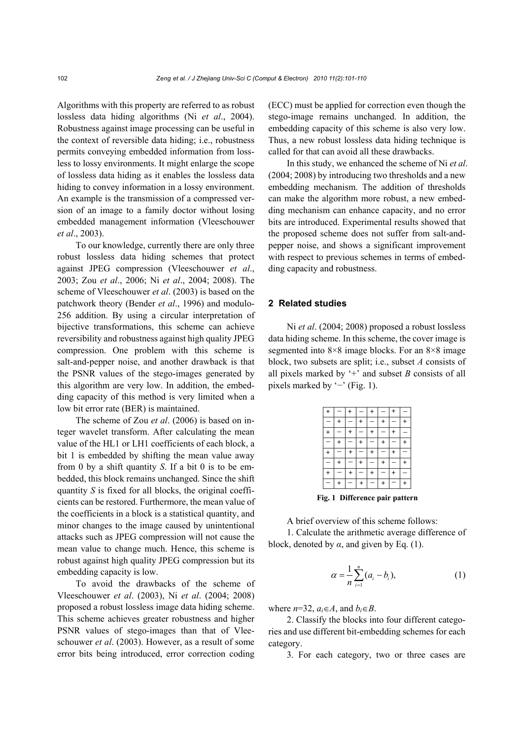Algorithms with this property are referred to as robust lossless data hiding algorithms (Ni *et al*., 2004). Robustness against image processing can be useful in the context of reversible data hiding; i.e., robustness permits conveying embedded information from lossless to lossy environments. It might enlarge the scope of lossless data hiding as it enables the lossless data hiding to convey information in a lossy environment. An example is the transmission of a compressed version of an image to a family doctor without losing embedded management information (Vleeschouwer *et al*., 2003).

To our knowledge, currently there are only three robust lossless data hiding schemes that protect against JPEG compression (Vleeschouwer *et al*., 2003; Zou *et al*., 2006; Ni *et al*., 2004; 2008). The scheme of Vleeschouwer *et al*. (2003) is based on the patchwork theory (Bender *et al*., 1996) and modulo-256 addition. By using a circular interpretation of bijective transformations, this scheme can achieve reversibility and robustness against high quality JPEG compression. One problem with this scheme is salt-and-pepper noise, and another drawback is that the PSNR values of the stego-images generated by this algorithm are very low. In addition, the embedding capacity of this method is very limited when a low bit error rate (BER) is maintained.

The scheme of Zou *et al*. (2006) is based on integer wavelet transform. After calculating the mean value of the HL1 or LH1 coefficients of each block, a bit 1 is embedded by shifting the mean value away from 0 by a shift quantity *S*. If a bit 0 is to be embedded, this block remains unchanged. Since the shift quantity *S* is fixed for all blocks, the original coefficients can be restored. Furthermore, the mean value of the coefficients in a block is a statistical quantity, and minor changes to the image caused by unintentional attacks such as JPEG compression will not cause the mean value to change much. Hence, this scheme is robust against high quality JPEG compression but its embedding capacity is low.

To avoid the drawbacks of the scheme of Vleeschouwer *et al*. (2003), Ni *et al*. (2004; 2008) proposed a robust lossless image data hiding scheme. This scheme achieves greater robustness and higher PSNR values of stego-images than that of Vleeschouwer *et al*. (2003). However, as a result of some error bits being introduced, error correction coding (ECC) must be applied for correction even though the stego-image remains unchanged. In addition, the embedding capacity of this scheme is also very low. Thus, a new robust lossless data hiding technique is called for that can avoid all these drawbacks.

In this study, we enhanced the scheme of Ni *et al*. (2004; 2008) by introducing two thresholds and a new embedding mechanism. The addition of thresholds can make the algorithm more robust, a new embedding mechanism can enhance capacity, and no error bits are introduced. Experimental results showed that the proposed scheme does not suffer from salt-and-pepper noise, and shows a significant improvement with respect to previous schemes in terms of embedding capacity and robustness.

## 2 Related studies

Ni *et al*. (2004; 2008) proposed a robust lossless data hiding scheme. In this scheme, the cover image is segmented into 8×8 image blocks. For an 8×8 image block, two subsets are split; i.e., subset *A* consists of all pixels marked by '+' and subset *B* consists of all pixels marked by '−' (Fig. 1).

| + | − | + | − | + | − | + | − |
|---|---|---|---|---|---|---|---|
| − | + | − | + | − | + | − | + |
| + | − | + | − | + | − | + | − |
| − | + | − | + | − | + | − | + |
| + | − | + | − | + | − | + | − |
| − | + | − | + | − | + | − | + |
| + | − | + | − | + | − | + | − |
| − | + | − | + | − | + | − | + |

**Fig. 1 Difference pair pattern**

A brief overview of this scheme follows:

1. Calculate the arithmetic average difference of block, denoted by $\alpha$, and given by Eq. (1).

$$\alpha = \frac{1}{n}\sum_{i=1}^{n}(a_i - b_i), \tag{1}$$

where $n$=32, $a_i \in A$, and $b_i \in B$.

2. Classify the blocks into four different categories and use different bit-embedding schemes for each category.

3. For each category, two or three cases are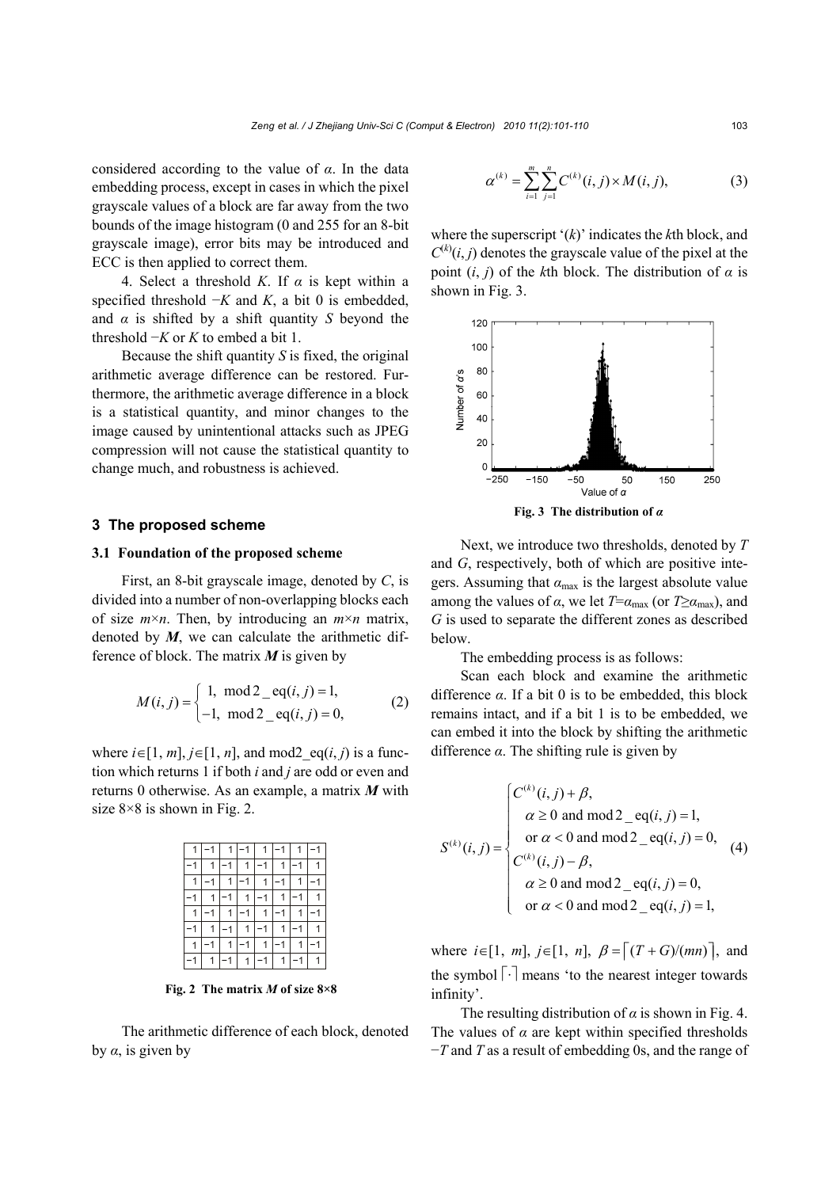considered according to the value of $\alpha$. In the data embedding process, except in cases in which the pixel grayscale values of a block are far away from the two bounds of the image histogram (0 and 255 for an 8-bit grayscale image), error bits may be introduced and ECC is then applied to correct them.

4. Select a threshold $K$. If $\alpha$ is kept within a specified threshold $-K$ and $K$, a bit 0 is embedded, and $\alpha$ is shifted by a shift quantity $S$ beyond the threshold $-K$ or $K$ to embed a bit 1.

Because the shift quantity $S$ is fixed, the original arithmetic average difference can be restored. Furthermore, the arithmetic average difference in a block is a statistical quantity, and minor changes to the image caused by unintentional attacks such as JPEG compression will not cause the statistical quantity to change much, and robustness is achieved.

## 3 The proposed scheme

### 3.1 Foundation of the proposed scheme

First, an 8-bit grayscale image, denoted by $C$, is divided into a number of non-overlapping blocks each of size $m\times n$. Then, by introducing an $m\times n$ matrix, denoted by $\boldsymbol{M}$, we can calculate the arithmetic difference of block. The matrix $\boldsymbol{M}$ is given by

$$M(i,j)=\begin{cases}1, & \text{mod2\_eq}(i,j)=1,\\ -1, & \text{mod2\_eq}(i,j)=0,\end{cases} \tag{2}$$

where $i\in[1, m]$, $j\in[1, n]$, and mod2_eq$(i, j)$ is a function which returns 1 if both $i$ and $j$ are odd or even and returns 0 otherwise. As an example, a matrix $\boldsymbol{M}$ with size 8×8 is shown in Fig. 2.

| 1 | −1 | 1 | −1 | 1 | −1 | 1 | −1 |
|---|---|---|---|---|---|---|---|
| −1 | 1 | −1 | 1 | −1 | 1 | −1 | 1 |
| 1 | −1 | 1 | −1 | 1 | −1 | 1 | −1 |
| −1 | 1 | −1 | 1 | −1 | 1 | −1 | 1 |
| 1 | −1 | 1 | −1 | 1 | −1 | 1 | −1 |
| −1 | 1 | −1 | 1 | −1 | 1 | −1 | 1 |
| 1 | −1 | 1 | −1 | 1 | −1 | 1 | −1 |
| −1 | 1 | −1 | 1 | −1 | 1 | −1 | 1 |

**Fig. 2 The matrix $M$ of size 8×8**

The arithmetic difference of each block, denoted by $\alpha$, is given by

$$\alpha^{(k)}=\sum_{i=1}^{m}\sum_{j=1}^{n}C^{(k)}(i,j)\times M(i,j), \tag{3}$$

where the superscript '($k$)' indicates the $k$th block, and $C^{(k)}(i, j)$ denotes the grayscale value of the pixel at the point $(i, j)$ of the $k$th block. The distribution of $\alpha$ is shown in Fig. 3.

**Fig. 3 The distribution of $\alpha$**

Next, we introduce two thresholds, denoted by $T$ and $G$, respectively, both of which are positive integers. Assuming that $\alpha_{\max}$ is the largest absolute value among the values of $\alpha$, we let $T=\alpha_{\max}$ (or $T\geq\alpha_{\max}$), and $G$ is used to separate the different zones as described below.

The embedding process is as follows:

Scan each block and examine the arithmetic difference $\alpha$. If a bit 0 is to be embedded, this block remains intact, and if a bit 1 is to be embedded, we can embed it into the block by shifting the arithmetic difference $\alpha$. The shifting rule is given by

$$S^{(k)}(i,j)=\begin{cases}C^{(k)}(i,j)+\beta, \\ \quad \alpha\geq 0 \text{ and mod2\_eq}(i,j)=1, \\ \quad \text{or } \alpha<0 \text{ and mod2\_eq}(i,j)=0, \\ C^{(k)}(i,j)-\beta, \\ \quad \alpha\geq 0 \text{ and mod2\_eq}(i,j)=0, \\ \quad \text{or } \alpha<0 \text{ and mod2\_eq}(i,j)=1,\end{cases} \tag{4}$$

where $i\in[1, m]$, $j\in[1, n]$, $\beta=\lceil (T+G)/(mn)\rceil$, and the symbol $\lceil\cdot\rceil$ means 'to the nearest integer towards infinity'.

The resulting distribution of $\alpha$ is shown in Fig. 4. The values of $\alpha$ are kept within specified thresholds $-T$ and $T$ as a result of embedding 0s, and the range of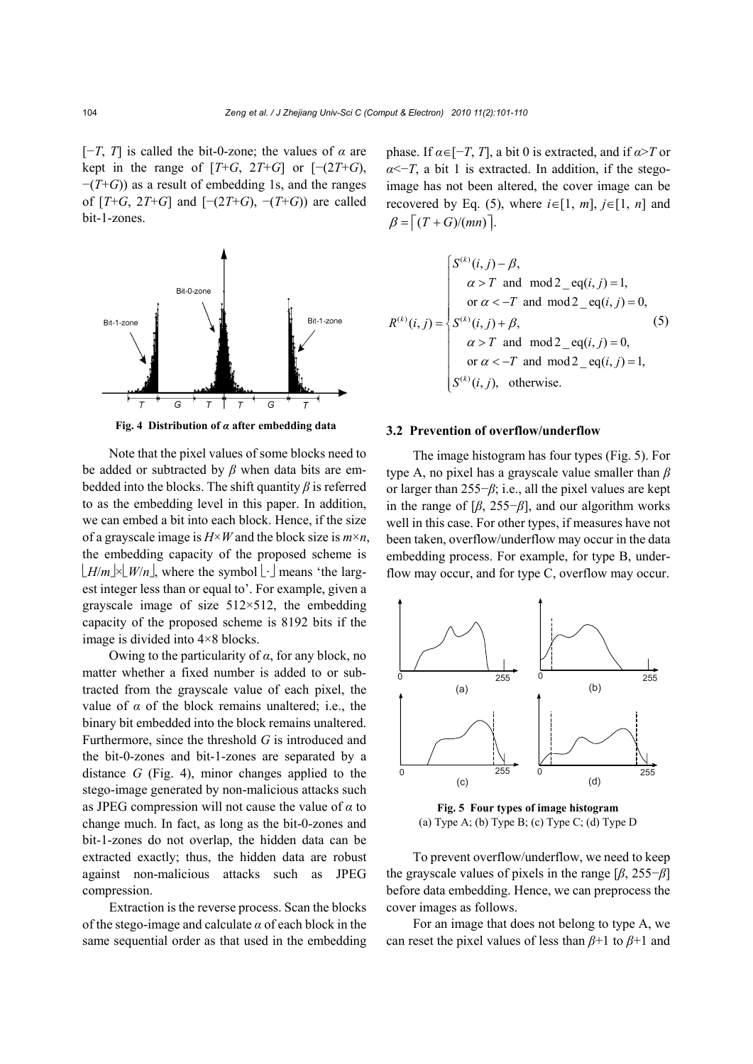$[-T, T]$ is called the bit-0-zone; the values of $\alpha$ are kept in the range of $[T+G, 2T+G]$ or $[-(2T+G), -(T+G))$ as a result of embedding 1s, and the ranges of $[T+G, 2T+G]$ and $[-(2T+G), -(T+G))$ are called bit-1-zones.

**Fig. 4 Distribution of $\alpha$ after embedding data**

Note that the pixel values of some blocks need to be added or subtracted by $\beta$ when data bits are embedded into the blocks. The shift quantity $\beta$ is referred to as the embedding level in this paper. In addition, we can embed a bit into each block. Hence, if the size of a grayscale image is $H\times W$ and the block size is $m\times n$, the embedding capacity of the proposed scheme is $\lfloor H/m\rfloor\times\lfloor W/n\rfloor$, where the symbol $\lfloor\cdot\rfloor$ means 'the largest integer less than or equal to'. For example, given a grayscale image of size 512×512, the embedding capacity of the proposed scheme is 8192 bits if the image is divided into 4×8 blocks.

Owing to the particularity of $\alpha$, for any block, no matter whether a fixed number is added to or subtracted from the grayscale value of each pixel, the value of $\alpha$ of the block remains unaltered; i.e., the binary bit embedded into the block remains unaltered. Furthermore, since the threshold $G$ is introduced and the bit-0-zones and bit-1-zones are separated by a distance $G$ (Fig. 4), minor changes applied to the stego-image generated by non-malicious attacks such as JPEG compression will not cause the value of $\alpha$ to change much. In fact, as long as the bit-0-zones and bit-1-zones do not overlap, the hidden data can be extracted exactly; thus, the hidden data are robust against non-malicious attacks such as JPEG compression.

Extraction is the reverse process. Scan the blocks of the stego-image and calculate $\alpha$ of each block in the same sequential order as that used in the embedding phase. If $\alpha\in[-T, T]$, a bit 0 is extracted, and if $\alpha>T$ or $\alpha<-T$, a bit 1 is extracted. In addition, if the stego-image has not been altered, the cover image can be recovered by Eq. (5), where $i\in[1, m]$, $j\in[1, n]$ and $\beta=\lceil (T+G)/(mn)\rceil$.

$$
R^{(k)}(i,j)=\begin{cases} S^{(k)}(i,j)-\beta, \\ \quad \alpha>T \ \text{ and } \ \mathrm{mod2\_eq}(i,j)=1, \\ \quad \text{or } \alpha<-T \ \text{ and } \ \mathrm{mod2\_eq}(i,j)=0, \\ S^{(k)}(i,j)+\beta, \\ \quad \alpha>T \ \text{ and } \ \mathrm{mod2\_eq}(i,j)=0, \\ \quad \text{or } \alpha<-T \ \text{ and } \ \mathrm{mod2\_eq}(i,j)=1, \\ S^{(k)}(i,j), \quad \text{otherwise.} \end{cases} \tag{5}
$$

### 3.2 Prevention of overflow/underflow

The image histogram has four types (Fig. 5). For type A, no pixel has a grayscale value smaller than $\beta$ or larger than $255-\beta$; i.e., all the pixel values are kept in the range of $[\beta, 255-\beta]$, and our algorithm works well in this case. For other types, if measures have not been taken, overflow/underflow may occur in the data embedding process. For example, for type B, underflow may occur, and for type C, overflow may occur.

**Fig. 5 Four types of image histogram**
(a) Type A; (b) Type B; (c) Type C; (d) Type D

To prevent overflow/underflow, we need to keep the grayscale values of pixels in the range $[\beta, 255-\beta]$ before data embedding. Hence, we can preprocess the cover images as follows.

For an image that does not belong to type A, we can reset the pixel values of less than $\beta+1$ to $\beta+1$ and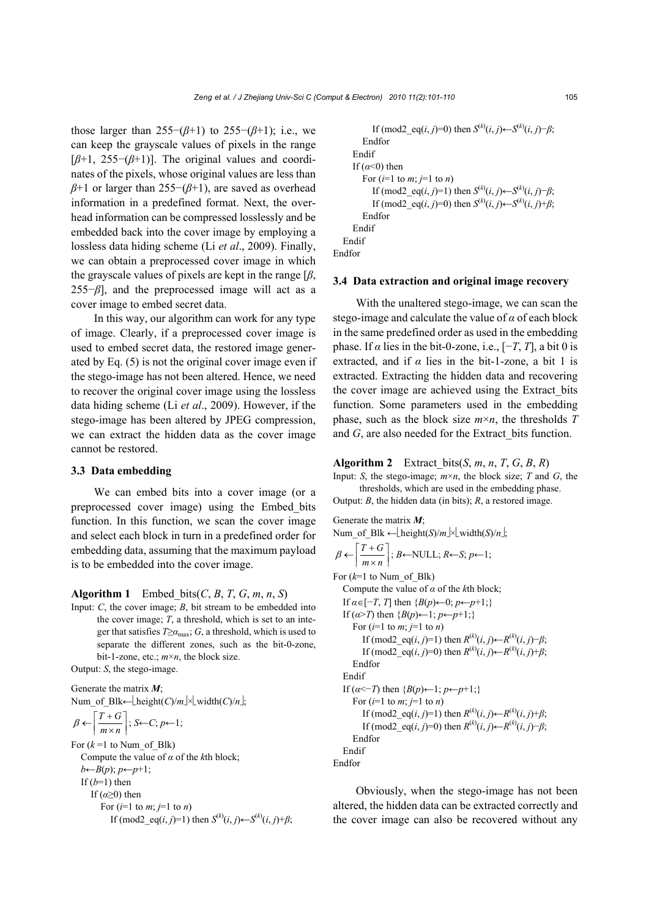those larger than 255−(β+1) to 255−(β+1); i.e., we can keep the grayscale values of pixels in the range [β+1, 255−(β+1)]. The original values and coordinates of the pixels, whose original values are less than β+1 or larger than 255−(β+1), are saved as overhead information in a predefined format. Next, the overhead information can be compressed losslessly and be embedded back into the cover image by employing a lossless data hiding scheme (Li *et al*., 2009). Finally, we can obtain a preprocessed cover image in which the grayscale values of pixels are kept in the range [β, 255−β], and the preprocessed image will act as a cover image to embed secret data.

In this way, our algorithm can work for any type of image. Clearly, if a preprocessed cover image is used to embed secret data, the restored image generated by Eq. (5) is not the original cover image even if the stego-image has not been altered. Hence, we need to recover the original cover image using the lossless data hiding scheme (Li *et al*., 2009). However, if the stego-image has been altered by JPEG compression, we can extract the hidden data as the cover image cannot be restored.

### 3.3 Data embedding

We can embed bits into a cover image (or a preprocessed cover image) using the Embed_bits function. In this function, we scan the cover image and select each block in turn in a predefined order for embedding data, assuming that the maximum payload is to be embedded into the cover image.

**Algorithm 1** Embed_bits($C$, $B$, $T$, $G$, $m$, $n$, $S$)

Input: $C$, the cover image; $B$, bit stream to be embedded into the cover image; $T$, a threshold, which is set to an integer that satisfies $T \geq \alpha_{\max}$; $G$, a threshold, which is used to separate the different zones, such as the bit-0-zone, bit-1-zone, etc.; $m \times n$, the block size.

Output: $S$, the stego-image.

```
Generate the matrix M;
Num_of_Blk←⌊height(C)/m⌋×⌊width(C)/n⌋;
β←⌈(T+G)/(m×n)⌉; S←C; p←1;
For (k=1 to Num_of_Blk)
   Compute the value of α of the kth block;
   b←B(p); p←p+1;
   If (b=1) then
      If (α≥0) then
         For (i=1 to m; j=1 to n)
            If (mod2_eq(i, j)=1) then S^(k)(i, j)←S^(k)(i, j)+β;
            If (mod2_eq(i, j)=0) then S^(k)(i, j)←S^(k)(i, j)−β;
         Endfor
      Endif
      If (α<0) then
         For (i=1 to m; j=1 to n)
            If (mod2_eq(i, j)=1) then S^(k)(i, j)←S^(k)(i, j)−β;
            If (mod2_eq(i, j)=0) then S^(k)(i, j)←S^(k)(i, j)+β;
         Endfor
      Endif
   Endif
Endfor
```

### 3.4 Data extraction and original image recovery

With the unaltered stego-image, we can scan the stego-image and calculate the value of $\alpha$ of each block in the same predefined order as used in the embedding phase. If $\alpha$ lies in the bit-0-zone, i.e., $[-T, T]$, a bit 0 is extracted, and if $\alpha$ lies in the bit-1-zone, a bit 1 is extracted. Extracting the hidden data and recovering the cover image are achieved using the Extract_bits function. Some parameters used in the embedding phase, such as the block size $m \times n$, the thresholds $T$ and $G$, are also needed for the Extract_bits function.

**Algorithm 2** Extract_bits($S$, $m$, $n$, $T$, $G$, $B$, $R$)

Input: $S$, the stego-image; $m \times n$, the block size; $T$ and $G$, the thresholds, which are used in the embedding phase.

Output: $B$, the hidden data (in bits); $R$, a restored image.

```
Generate the matrix M;
Num_of_Blk ←⌊height(S)/m⌋×⌊width(S)/n⌋;
β←⌈(T+G)/(m×n)⌉; B←NULL; R←S; p←1;
For (k=1 to Num_of_Blk)
   Compute the value of α of the kth block;
   If α∈[−T, T] then {B(p)←0; p←p+1;}
   If (α>T) then {B(p)←1; p←p+1;}
      For (i=1 to m; j=1 to n)
         If (mod2_eq(i, j)=1) then R^(k)(i, j)←R^(k)(i, j)−β;
         If (mod2_eq(i, j)=0) then R^(k)(i, j)←R^(k)(i, j)+β;
      Endfor
   Endif
   If (α<−T) then {B(p)←1; p←p+1;}
      For (i=1 to m; j=1 to n)
         If (mod2_eq(i, j)=1) then R^(k)(i, j)←R^(k)(i, j)+β;
         If (mod2_eq(i, j)=0) then R^(k)(i, j)←R^(k)(i, j)−β;
      Endfor
   Endif
Endfor
```

Obviously, when the stego-image has not been altered, the hidden data can be extracted correctly and the cover image can also be recovered without any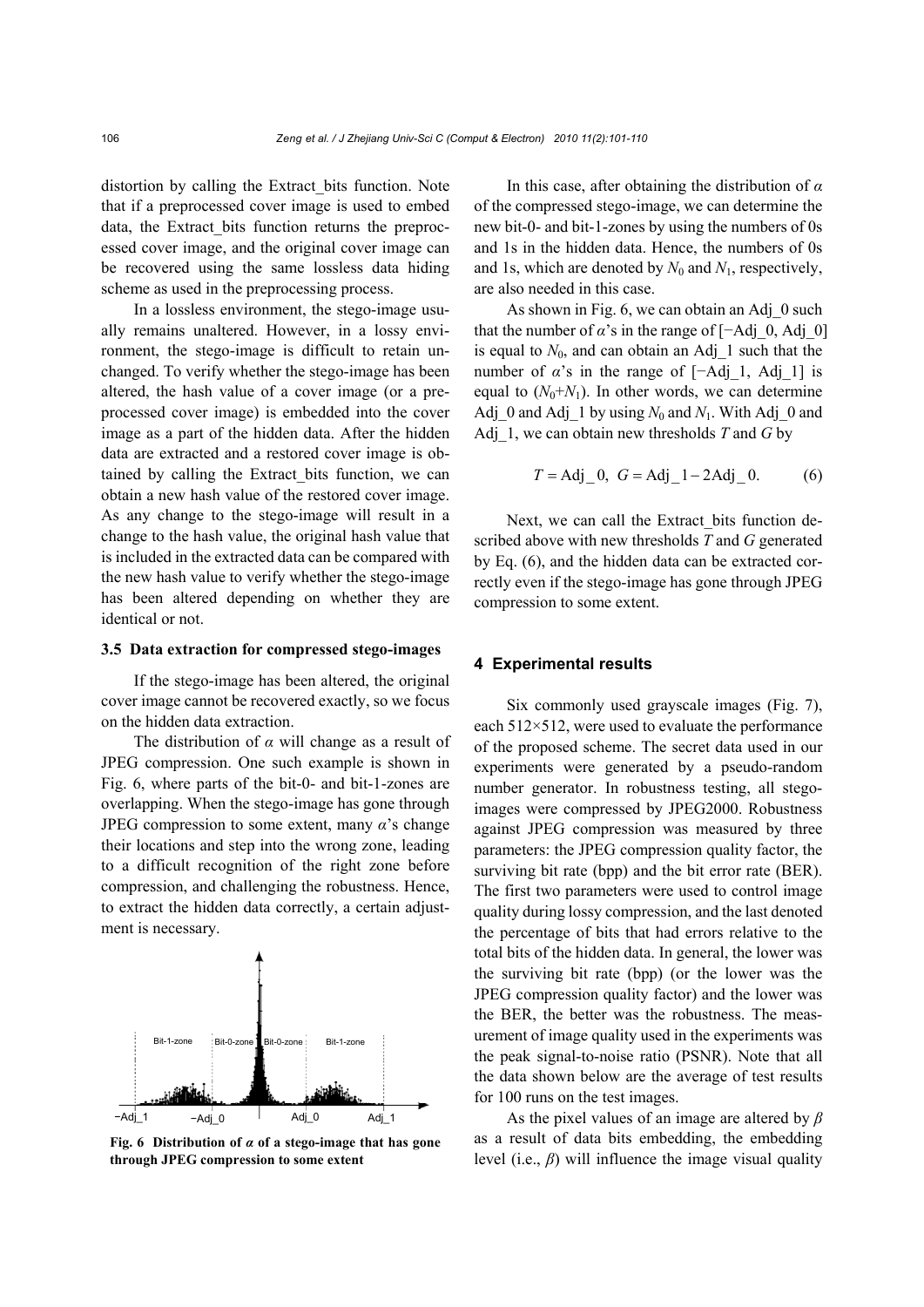distortion by calling the Extract_bits function. Note that if a preprocessed cover image is used to embed data, the Extract_bits function returns the preprocessed cover image, and the original cover image can be recovered using the same lossless data hiding scheme as used in the preprocessing process.

In a lossless environment, the stego-image usually remains unaltered. However, in a lossy environment, the stego-image is difficult to retain unchanged. To verify whether the stego-image has been altered, the hash value of a cover image (or a preprocessed cover image) is embedded into the cover image as a part of the hidden data. After the hidden data are extracted and a restored cover image is obtained by calling the Extract_bits function, we can obtain a new hash value of the restored cover image. As any change to the stego-image will result in a change to the hash value, the original hash value that is included in the extracted data can be compared with the new hash value to verify whether the stego-image has been altered depending on whether they are identical or not.

### 3.5 Data extraction for compressed stego-images

If the stego-image has been altered, the original cover image cannot be recovered exactly, so we focus on the hidden data extraction.

The distribution of $\alpha$ will change as a result of JPEG compression. One such example is shown in Fig. 6, where parts of the bit-0- and bit-1-zones are overlapping. When the stego-image has gone through JPEG compression to some extent, many $\alpha$'s change their locations and step into the wrong zone, leading to a difficult recognition of the right zone before compression, and challenging the robustness. Hence, to extract the hidden data correctly, a certain adjustment is necessary.

**Fig. 6 Distribution of $\alpha$ of a stego-image that has gone through JPEG compression to some extent**

In this case, after obtaining the distribution of $\alpha$ of the compressed stego-image, we can determine the new bit-0- and bit-1-zones by using the numbers of 0s and 1s in the hidden data. Hence, the numbers of 0s and 1s, which are denoted by $N_0$ and $N_1$, respectively, are also needed in this case.

As shown in Fig. 6, we can obtain an Adj_0 such that the number of $\alpha$'s in the range of [−Adj_0, Adj_0] is equal to $N_0$, and can obtain an Adj_1 such that the number of $\alpha$'s in the range of [−Adj_1, Adj_1] is equal to ($N_0$+$N_1$). In other words, we can determine Adj_0 and Adj_1 by using $N_0$ and $N_1$. With Adj_0 and Adj_1, we can obtain new thresholds $T$ and $G$ by

$$T = \text{Adj\_0}, \quad G = \text{Adj\_1} - 2\text{Adj\_0}. \tag{6}$$

Next, we can call the Extract_bits function described above with new thresholds $T$ and $G$ generated by Eq. (6), and the hidden data can be extracted correctly even if the stego-image has gone through JPEG compression to some extent.

## 4 Experimental results

Six commonly used grayscale images (Fig. 7), each 512×512, were used to evaluate the performance of the proposed scheme. The secret data used in our experiments were generated by a pseudo-random number generator. In robustness testing, all stego-images were compressed by JPEG2000. Robustness against JPEG compression was measured by three parameters: the JPEG compression quality factor, the surviving bit rate (bpp) and the bit error rate (BER). The first two parameters were used to control image quality during lossy compression, and the last denoted the percentage of bits that had errors relative to the total bits of the hidden data. In general, the lower was the surviving bit rate (bpp) (or the lower was the JPEG compression quality factor) and the lower was the BER, the better was the robustness. The measurement of image quality used in the experiments was the peak signal-to-noise ratio (PSNR). Note that all the data shown below are the average of test results for 100 runs on the test images.

As the pixel values of an image are altered by $\beta$ as a result of data bits embedding, the embedding level (i.e., $\beta$) will influence the image visual quality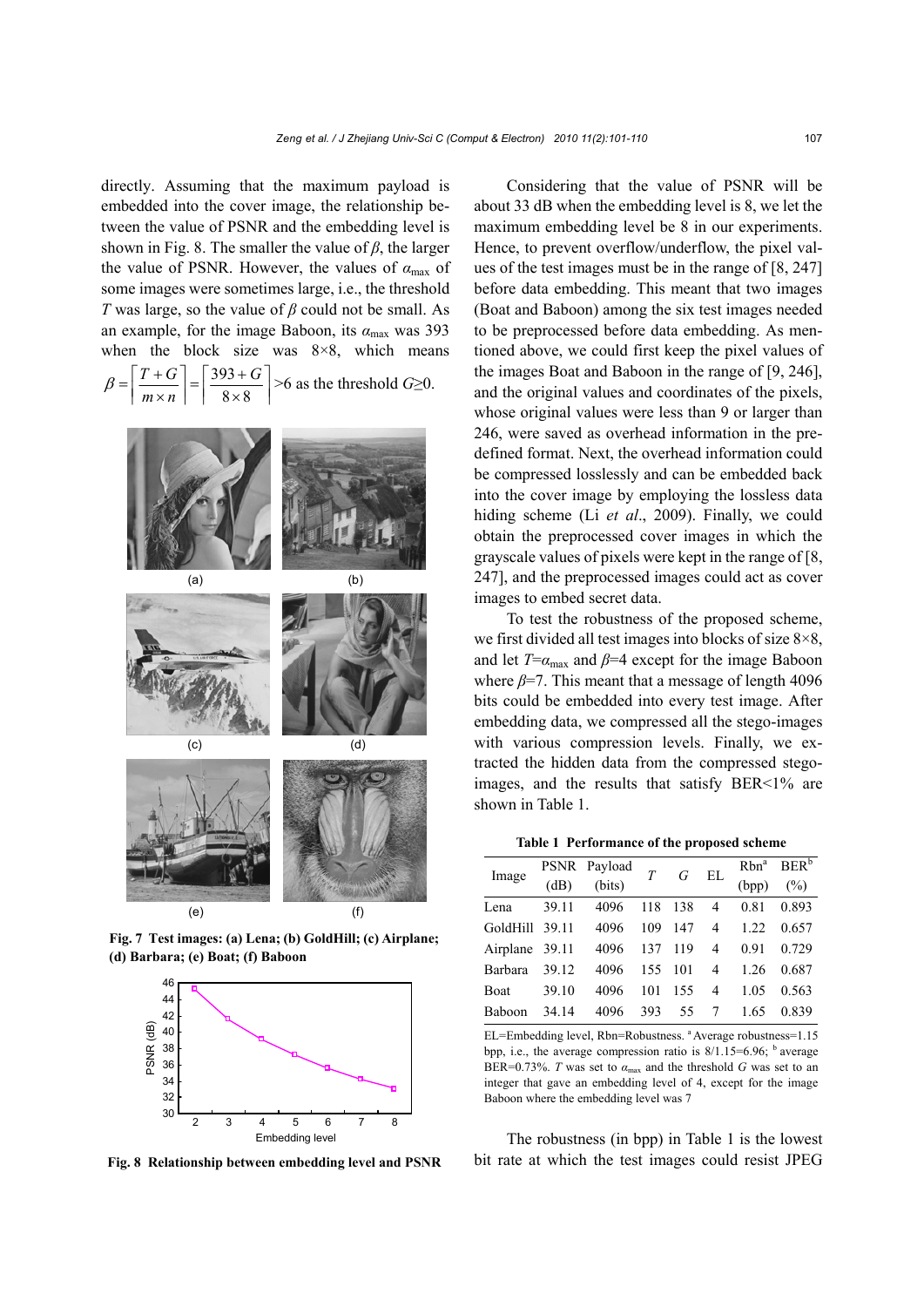directly. Assuming that the maximum payload is embedded into the cover image, the relationship between the value of PSNR and the embedding level is shown in Fig. 8. The smaller the value of $\beta$, the larger the value of PSNR. However, the values of $\alpha_{\max}$ of some images were sometimes large, i.e., the threshold $T$ was large, so the value of $\beta$ could not be small. As an example, for the image Baboon, its $\alpha_{\max}$ was 393 when the block size was 8×8, which means $\beta=\left\lceil\frac{T+G}{m\times n}\right\rceil=\left\lceil\frac{393+G}{8\times 8}\right\rceil>6$ as the threshold $G\geq 0$.

**Fig. 7 Test images: (a) Lena; (b) GoldHill; (c) Airplane; (d) Barbara; (e) Boat; (f) Baboon**

**Fig. 8 Relationship between embedding level and PSNR**

Considering that the value of PSNR will be about 33 dB when the embedding level is 8, we let the maximum embedding level be 8 in our experiments. Hence, to prevent overflow/underflow, the pixel values of the test images must be in the range of [8, 247] before data embedding. This meant that two images (Boat and Baboon) among the six test images needed to be preprocessed before data embedding. As mentioned above, we could first keep the pixel values of the images Boat and Baboon in the range of [9, 246], and the original values and coordinates of the pixels, whose original values were less than 9 or larger than 246, were saved as overhead information in the predefined format. Next, the overhead information could be compressed losslessly and can be embedded back into the cover image by employing the lossless data hiding scheme (Li *et al*., 2009). Finally, we could obtain the preprocessed cover images in which the grayscale values of pixels were kept in the range of [8, 247], and the preprocessed images could act as cover images to embed secret data.

To test the robustness of the proposed scheme, we first divided all test images into blocks of size 8×8, and let $T=\alpha_{\max}$ and $\beta=4$ except for the image Baboon where $\beta=7$. This meant that a message of length 4096 bits could be embedded into every test image. After embedding data, we compressed all the stego-images with various compression levels. Finally, we extracted the hidden data from the compressed stego-images, and the results that satisfy BER<1% are shown in Table 1.

**Table 1 Performance of the proposed scheme**

| Image | PSNR (dB) | Payload (bits) | $T$ | $G$ | EL | Rbn[a] (bpp) | BER[b] (%) |
|---|---|---|---|---|---|---|---|
| Lena | 39.11 | 4096 | 118 | 138 | 4 | 0.81 | 0.893 |
| GoldHill | 39.11 | 4096 | 109 | 147 | 4 | 1.22 | 0.657 |
| Airplane | 39.11 | 4096 | 137 | 119 | 4 | 0.91 | 0.729 |
| Barbara | 39.12 | 4096 | 155 | 101 | 4 | 1.26 | 0.687 |
| Boat | 39.10 | 4096 | 101 | 155 | 4 | 1.05 | 0.563 |
| Baboon | 34.14 | 4096 | 393 | 55 | 7 | 1.65 | 0.839 |

EL=Embedding level, Rbn=Robustness. [a] Average robustness=1.15 bpp, i.e., the average compression ratio is 8/1.15=6.96; [b] average BER=0.73%. $T$ was set to $\alpha_{\max}$ and the threshold $G$ was set to an integer that gave an embedding level of 4, except for the image Baboon where the embedding level was 7

The robustness (in bpp) in Table 1 is the lowest bit rate at which the test images could resist JPEG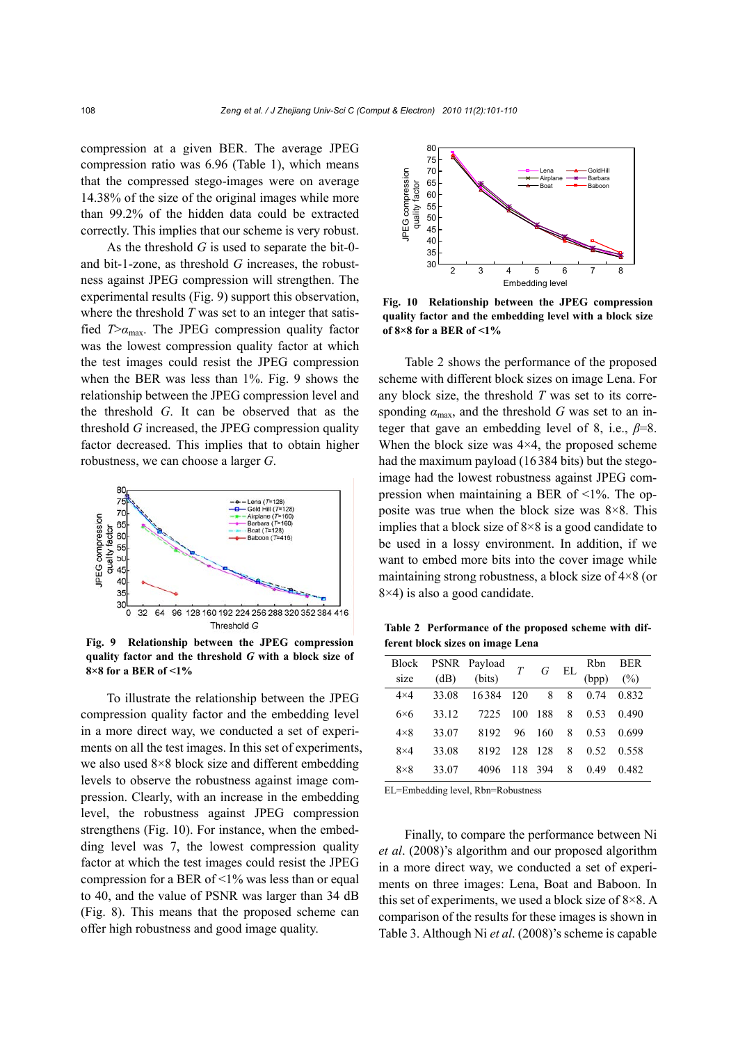compression at a given BER. The average JPEG compression ratio was 6.96 (Table 1), which means that the compressed stego-images were on average 14.38% of the size of the original images while more than 99.2% of the hidden data could be extracted correctly. This implies that our scheme is very robust.

As the threshold $G$ is used to separate the bit-0- and bit-1-zone, as threshold $G$ increases, the robustness against JPEG compression will strengthen. The experimental results (Fig. 9) support this observation, where the threshold $T$ was set to an integer that satisfied $T>\alpha_{max}$. The JPEG compression quality factor was the lowest compression quality factor at which the test images could resist the JPEG compression when the BER was less than 1%. Fig. 9 shows the relationship between the JPEG compression level and the threshold $G$. It can be observed that as the threshold $G$ increased, the JPEG compression quality factor decreased. This implies that to obtain higher robustness, we can choose a larger $G$.

**Fig. 9 Relationship between the JPEG compression quality factor and the threshold $G$ with a block size of 8×8 for a BER of <1%**

To illustrate the relationship between the JPEG compression quality factor and the embedding level in a more direct way, we conducted a set of experiments on all the test images. In this set of experiments, we also used 8×8 block size and different embedding levels to observe the robustness against image compression. Clearly, with an increase in the embedding level, the robustness against JPEG compression strengthens (Fig. 10). For instance, when the embedding level was 7, the lowest compression quality factor at which the test images could resist the JPEG compression for a BER of <1% was less than or equal to 40, and the value of PSNR was larger than 34 dB (Fig. 8). This means that the proposed scheme can offer high robustness and good image quality.

**Fig. 10 Relationship between the JPEG compression quality factor and the embedding level with a block size of 8×8 for a BER of <1%**

Table 2 shows the performance of the proposed scheme with different block sizes on image Lena. For any block size, the threshold $T$ was set to its corresponding $\alpha_{max}$, and the threshold $G$ was set to an integer that gave an embedding level of 8, i.e., $\beta$=8. When the block size was 4×4, the proposed scheme had the maximum payload (16384 bits) but the stego-image had the lowest robustness against JPEG compression when maintaining a BER of <1%. The opposite was true when the block size was 8×8. This implies that a block size of 8×8 is a good candidate to be used in a lossy environment. In addition, if we want to embed more bits into the cover image while maintaining strong robustness, a block size of 4×8 (or 8×4) is also a good candidate.

**Table 2 Performance of the proposed scheme with different block sizes on image Lena**

| Block size | PSNR (dB) | Payload (bits) | $T$ | $G$ | EL | Rbn (bpp) | BER (%) |
|---|---|---|---|---|---|---|---|
| 4×4 | 33.08 | 16384 | 120 | 8 | 8 | 0.74 | 0.832 |
| 6×6 | 33.12 | 7225 | 100 | 188 | 8 | 0.53 | 0.490 |
| 4×8 | 33.07 | 8192 | 96 | 160 | 8 | 0.53 | 0.699 |
| 8×4 | 33.08 | 8192 | 128 | 128 | 8 | 0.52 | 0.558 |
| 8×8 | 33.07 | 4096 | 118 | 394 | 8 | 0.49 | 0.482 |

EL=Embedding level, Rbn=Robustness

Finally, to compare the performance between Ni *et al*. (2008)'s algorithm and our proposed algorithm in a more direct way, we conducted a set of experiments on three images: Lena, Boat and Baboon. In this set of experiments, we used a block size of 8×8. A comparison of the results for these images is shown in Table 3. Although Ni *et al*. (2008)'s scheme is capable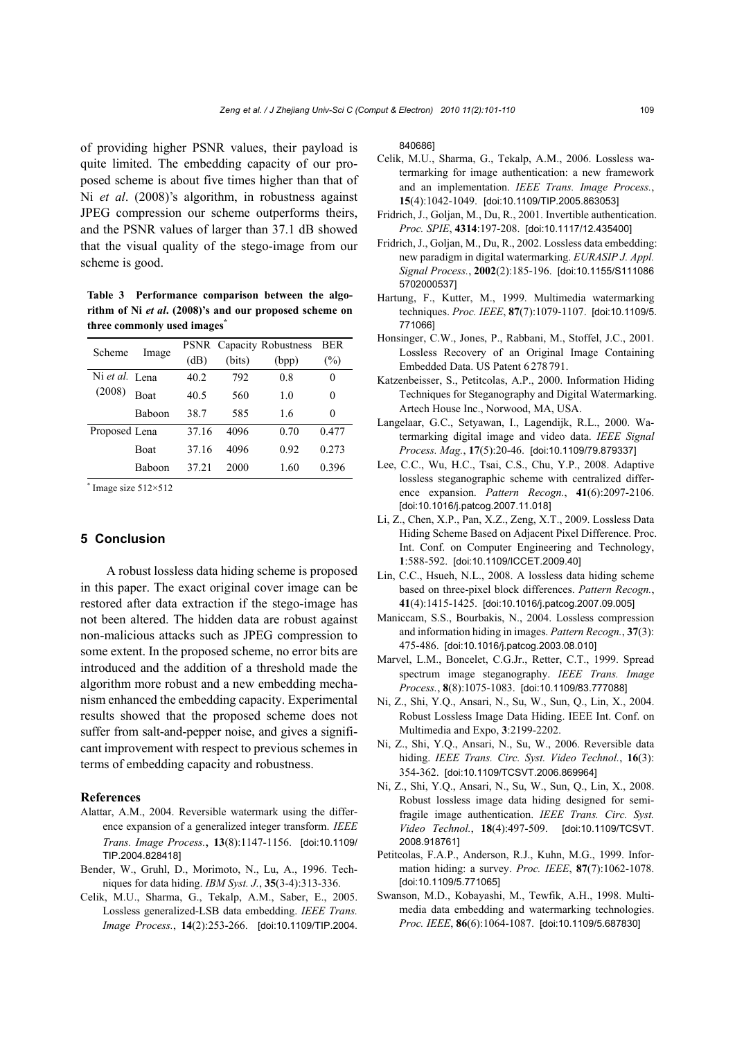of providing higher PSNR values, their payload is quite limited. The embedding capacity of our proposed scheme is about five times higher than that of Ni *et al*. (2008)'s algorithm, in robustness against JPEG compression our scheme outperforms theirs, and the PSNR values of larger than 37.1 dB showed that the visual quality of the stego-image from our scheme is good.

**Table 3 Performance comparison between the algorithm of Ni *et al*. (2008)'s and our proposed scheme on three commonly used images***

| Scheme | Image | PSNR (dB) | Capacity (bits) | Robustness (bpp) | BER (%) |
|---|---|---|---|---|---|
| Ni *et al.* (2008) | Lena | 40.2 | 792 | 0.8 | 0 |
| | Boat | 40.5 | 560 | 1.0 | 0 |
| | Baboon | 38.7 | 585 | 1.6 | 0 |
| Proposed | Lena | 37.16 | 4096 | 0.70 | 0.477 |
| | Boat | 37.16 | 4096 | 0.92 | 0.273 |
| | Baboon | 37.21 | 2000 | 1.60 | 0.396 |

\* Image size 512×512

## 5 Conclusion

A robust lossless data hiding scheme is proposed in this paper. The exact original cover image can be restored after data extraction if the stego-image has not been altered. The hidden data are robust against non-malicious attacks such as JPEG compression to some extent. In the proposed scheme, no error bits are introduced and the addition of a threshold made the algorithm more robust and a new embedding mechanism enhanced the embedding capacity. Experimental results showed that the proposed scheme does not suffer from salt-and-pepper noise, and gives a significant improvement with respect to previous schemes in terms of embedding capacity and robustness.

### References

Alattar, A.M., 2004. Reversible watermark using the difference expansion of a generalized integer transform. *IEEE Trans. Image Process.*, **13**(8):1147-1156. [doi:10.1109/TIP.2004.828418]

Bender, W., Gruhl, D., Morimoto, N., Lu, A., 1996. Techniques for data hiding. *IBM Syst. J.*, **35**(3-4):313-336.

Celik, M.U., Sharma, G., Tekalp, A.M., Saber, E., 2005. Lossless generalized-LSB data embedding. *IEEE Trans. Image Process.*, **14**(2):253-266. [doi:10.1109/TIP.2004.840686]

Celik, M.U., Sharma, G., Tekalp, A.M., 2006. Lossless watermarking for image authentication: a new framework and an implementation. *IEEE Trans. Image Process.*, **15**(4):1042-1049. [doi:10.1109/TIP.2005.863053]

Fridrich, J., Goljan, M., Du, R., 2001. Invertible authentication. *Proc. SPIE*, **4314**:197-208. [doi:10.1117/12.435400]

Fridrich, J., Goljan, M., Du, R., 2002. Lossless data embedding: new paradigm in digital watermarking. *EURASIP J. Appl. Signal Process.*, **2002**(2):185-196. [doi:10.1155/S1110865702000537]

Hartung, F., Kutter, M., 1999. Multimedia watermarking techniques. *Proc. IEEE*, **87**(7):1079-1107. [doi:10.1109/5.771066]

Honsinger, C.W., Jones, P., Rabbani, M., Stoffel, J.C., 2001. Lossless Recovery of an Original Image Containing Embedded Data. US Patent 6 278 791.

Katzenbeisser, S., Petitcolas, A.P., 2000. Information Hiding Techniques for Steganography and Digital Watermarking. Artech House Inc., Norwood, MA, USA.

Langelaar, G.C., Setyawan, I., Lagendijk, R.L., 2000. Watermarking digital image and video data. *IEEE Signal Process. Mag.*, **17**(5):20-46. [doi:10.1109/79.879337]

Lee, C.C., Wu, H.C., Tsai, C.S., Chu, Y.P., 2008. Adaptive lossless steganographic scheme with centralized difference expansion. *Pattern Recogn.*, **41**(6):2097-2106. [doi:10.1016/j.patcog.2007.11.018]

Li, Z., Chen, X.P., Pan, X.Z., Zeng, X.T., 2009. Lossless Data Hiding Scheme Based on Adjacent Pixel Difference. Proc. Int. Conf. on Computer Engineering and Technology, **1**:588-592. [doi:10.1109/ICCET.2009.40]

Lin, C.C., Hsueh, N.L., 2008. A lossless data hiding scheme based on three-pixel block differences. *Pattern Recogn.*, **41**(4):1415-1425. [doi:10.1016/j.patcog.2007.09.005]

Maniccam, S.S., Bourbakis, N., 2004. Lossless compression and information hiding in images. *Pattern Recogn.*, **37**(3):475-486. [doi:10.1016/j.patcog.2003.08.010]

Marvel, L.M., Boncelet, C.G.Jr., Retter, C.T., 1999. Spread spectrum image steganography. *IEEE Trans. Image Process.*, **8**(8):1075-1083. [doi:10.1109/83.777088]

Ni, Z., Shi, Y.Q., Ansari, N., Su, W., Sun, Q., Lin, X., 2004. Robust Lossless Image Data Hiding. IEEE Int. Conf. on Multimedia and Expo, **3**:2199-2202.

Ni, Z., Shi, Y.Q., Ansari, N., Su, W., 2006. Reversible data hiding. *IEEE Trans. Circ. Syst. Video Technol.*, **16**(3):354-362. [doi:10.1109/TCSVT.2006.869964]

Ni, Z., Shi, Y.Q., Ansari, N., Su, W., Sun, Q., Lin, X., 2008. Robust lossless image data hiding designed for semi-fragile image authentication. *IEEE Trans. Circ. Syst. Video Technol.*, **18**(4):497-509. [doi:10.1109/TCSVT.2008.918761]

Petitcolas, F.A.P., Anderson, R.J., Kuhn, M.G., 1999. Information hiding: a survey. *Proc. IEEE*, **87**(7):1062-1078. [doi:10.1109/5.771065]

Swanson, M., Kobayashi, M., Tewfik, A.H., 1998. Multimedia data embedding and watermarking technologies. *Proc. IEEE*, **86**(6):1064-1087. [doi:10.1109/5.687830]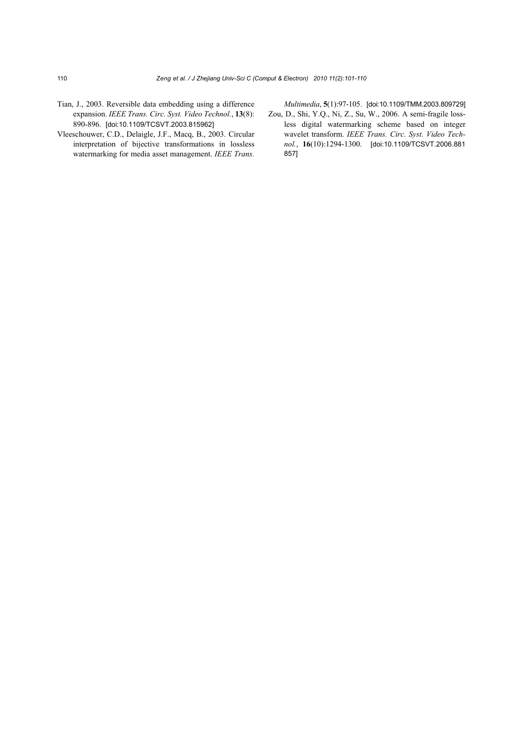Tian, J., 2003. Reversible data embedding using a difference expansion. *IEEE Trans. Circ. Syst. Video Technol.*, **13**(8): 890-896. [doi:10.1109/TCSVT.2003.815962]

Vleeschouwer, C.D., Delaigle, J.F., Macq, B., 2003. Circular interpretation of bijective transformations in lossless watermarking for media asset management. *IEEE Trans. Multimedia*, **5**(1):97-105. [doi:10.1109/TMM.2003.809729]

Zou, D., Shi, Y.Q., Ni, Z., Su, W., 2006. A semi-fragile lossless digital watermarking scheme based on integer wavelet transform. *IEEE Trans. Circ. Syst. Video Technol.*, **16**(10):1294-1300. [doi:10.1109/TCSVT.2006.881857]